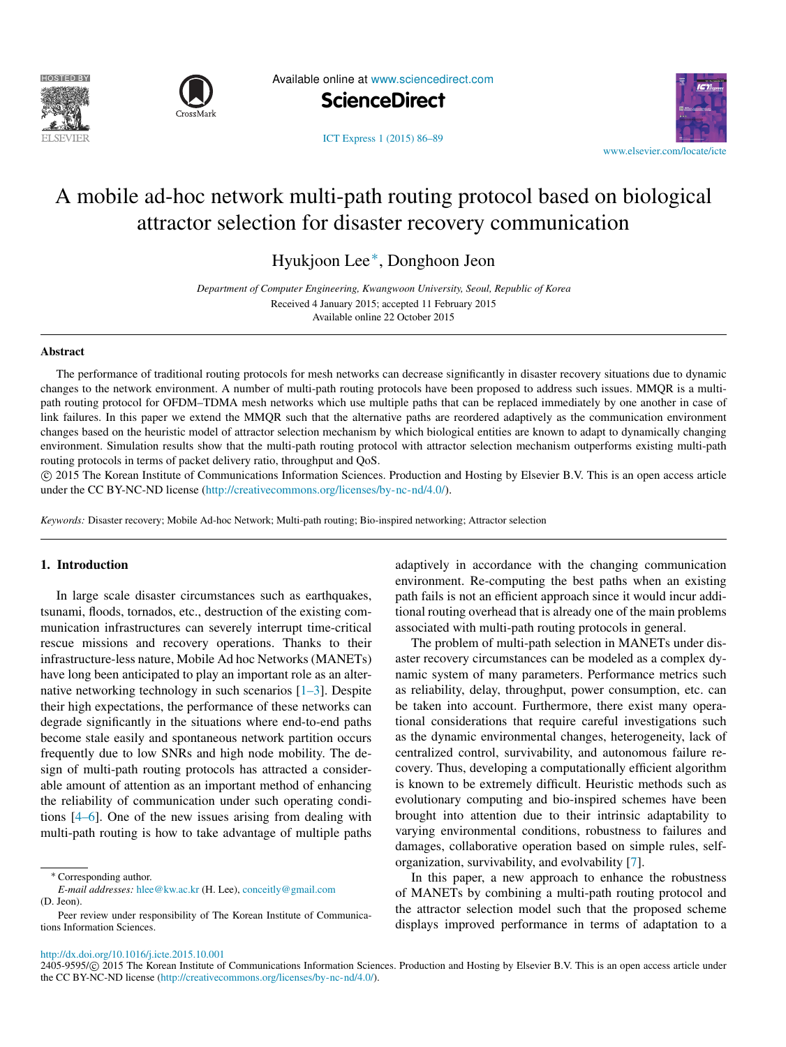# A mobile ad-hoc network multi-path routing protocol based on biological attractor selection for disaster recovery communication

Hyukjoon Lee*, Donghoon Jeon

*Department of Computer Engineering, Kwangwoon University, Seoul, Republic of Korea*

Received 4 January 2015; accepted 11 February 2015
Available online 22 October 2015

## Abstract

The performance of traditional routing protocols for mesh networks can decrease significantly in disaster recovery situations due to dynamic changes to the network environment. A number of multi-path routing protocols have been proposed to address such issues. MMQR is a multi-path routing protocol for OFDM–TDMA mesh networks which use multiple paths that can be replaced immediately by one another in case of link failures. In this paper we extend the MMQR such that the alternative paths are reordered adaptively as the communication environment changes based on the heuristic model of attractor selection mechanism by which biological entities are known to adapt to dynamically changing environment. Simulation results show that the multi-path routing protocol with attractor selection mechanism outperforms existing multi-path routing protocols in terms of packet delivery ratio, throughput and QoS.

© 2015 The Korean Institute of Communications Information Sciences. Production and Hosting by Elsevier B.V. This is an open access article under the CC BY-NC-ND license (http://creativecommons.org/licenses/by-nc-nd/4.0/).

*Keywords:* Disaster recovery; Mobile Ad-hoc Network; Multi-path routing; Bio-inspired networking; Attractor selection

## 1. Introduction

In large scale disaster circumstances such as earthquakes, tsunami, floods, tornados, etc., destruction of the existing communication infrastructures can severely interrupt time-critical rescue missions and recovery operations. Thanks to their infrastructure-less nature, Mobile Ad hoc Networks (MANETs) have long been anticipated to play an important role as an alternative networking technology in such scenarios [1–3]. Despite their high expectations, the performance of these networks can degrade significantly in the situations where end-to-end paths become stale easily and spontaneous network partition occurs frequently due to low SNRs and high node mobility. The design of multi-path routing protocols has attracted a considerable amount of attention as an important method of enhancing the reliability of communication under such operating conditions [4–6]. One of the new issues arising from dealing with multi-path routing is how to take advantage of multiple paths adaptively in accordance with the changing communication environment. Re-computing the best paths when an existing path fails is not an efficient approach since it would incur additional routing overhead that is already one of the main problems associated with multi-path routing protocols in general.

The problem of multi-path selection in MANETs under disaster recovery circumstances can be modeled as a complex dynamic system of many parameters. Performance metrics such as reliability, delay, throughput, power consumption, etc. can be taken into account. Furthermore, there exist many operational considerations that require careful investigations such as the dynamic environmental changes, heterogeneity, lack of centralized control, survivability, and autonomous failure recovery. Thus, developing a computationally efficient algorithm is known to be extremely difficult. Heuristic methods such as evolutionary computing and bio-inspired schemes have been brought into attention due to their intrinsic adaptability to varying environmental conditions, robustness to failures and damages, collaborative operation based on simple rules, self-organization, survivability, and evolvability [7].

In this paper, a new approach to enhance the robustness of MANETs by combining a multi-path routing protocol and the attractor selection model such that the proposed scheme displays improved performance in terms of adaptation to a

---

* Corresponding author.
*E-mail addresses:* hlee@kw.ac.kr (H. Lee), conceitly@gmail.com (D. Jeon).
Peer review under responsibility of The Korean Institute of Communications Information Sciences.

http://dx.doi.org/10.1016/j.icte.2015.10.001
2405-9595/© 2015 The Korean Institute of Communications Information Sciences. Production and Hosting by Elsevier B.V. This is an open access article under the CC BY-NC-ND license (http://creativecommons.org/licenses/by-nc-nd/4.0/).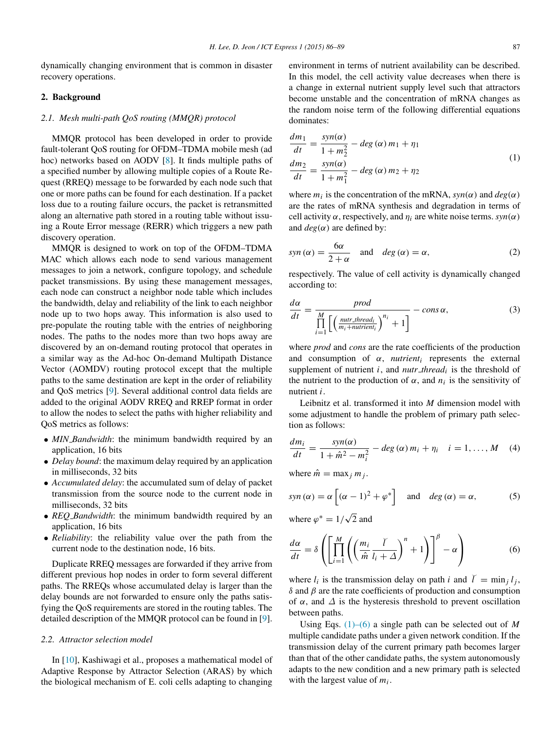dynamically changing environment that is common in disaster recovery operations.

## 2. Background

### 2.1. Mesh multi-path QoS routing (MMQR) protocol

MMQR protocol has been developed in order to provide fault-tolerant QoS routing for OFDM–TDMA mobile mesh (ad hoc) networks based on AODV [8]. It finds multiple paths of a specified number by allowing multiple copies of a Route Request (RREQ) message to be forwarded by each node such that one or more paths can be found for each destination. If a packet loss due to a routing failure occurs, the packet is retransmitted along an alternative path stored in a routing table without issuing a Route Error message (RERR) which triggers a new path discovery operation.

MMQR is designed to work on top of the OFDM–TDMA MAC which allows each node to send various management messages to join a network, configure topology, and schedule packet transmissions. By using these management messages, each node can construct a neighbor node table which includes the bandwidth, delay and reliability of the link to each neighbor node up to two hops away. This information is also used to pre-populate the routing table with the entries of neighboring nodes. The paths to the nodes more than two hops away are discovered by an on-demand routing protocol that operates in a similar way as the Ad-hoc On-demand Multipath Distance Vector (AOMDV) routing protocol except that the multiple paths to the same destination are kept in the order of reliability and QoS metrics [9]. Several additional control data fields are added to the original AODV RREQ and RREP format in order to allow the nodes to select the paths with higher reliability and QoS metrics as follows:

- *MIN_Bandwidth*: the minimum bandwidth required by an application, 16 bits
- *Delay bound*: the maximum delay required by an application in milliseconds, 32 bits
- *Accumulated delay*: the accumulated sum of delay of packet transmission from the source node to the current node in milliseconds, 32 bits
- *REQ_Bandwidth*: the minimum bandwidth required by an application, 16 bits
- *Reliability*: the reliability value over the path from the current node to the destination node, 16 bits.

Duplicate RREQ messages are forwarded if they arrive from different previous hop nodes in order to form several different paths. The RREQs whose accumulated delay is larger than the delay bounds are not forwarded to ensure only the paths satisfying the QoS requirements are stored in the routing tables. The detailed description of the MMQR protocol can be found in [9].

### 2.2. Attractor selection model

In [10], Kashiwagi et al., proposes a mathematical model of Adaptive Response by Attractor Selection (ARAS) by which the biological mechanism of E. coli cells adapting to changing environment in terms of nutrient availability can be described. In this model, the cell activity value decreases when there is a change in external nutrient supply level such that attractors become unstable and the concentration of mRNA changes as the random noise term of the following differential equations dominates:

$$\begin{aligned}\frac{dm_1}{dt} &= \frac{syn(\alpha)}{1+m_2^2} - deg(\alpha)\, m_1 + \eta_1 \\ \frac{dm_2}{dt} &= \frac{syn(\alpha)}{1+m_1^2} - deg(\alpha)\, m_2 + \eta_2\end{aligned} \tag{1}$$

where $m_i$ is the concentration of the mRNA, $syn(\alpha)$ and $deg(\alpha)$ are the rates of mRNA synthesis and degradation in terms of cell activity $\alpha$, respectively, and $\eta_i$ are white noise terms. $syn(\alpha)$ and $deg(\alpha)$ are defined by:

$$syn(\alpha) = \frac{6\alpha}{2+\alpha} \quad \text{and} \quad deg(\alpha) = \alpha, \tag{2}$$

respectively. The value of cell activity is dynamically changed according to:

$$\frac{d\alpha}{dt} = \frac{prod}{\prod_{i=1}^{M}\left[\left(\frac{nutr\_thread_i}{m_i + nutrient_i}\right)^{n_i} + 1\right]} - cons\,\alpha, \tag{3}$$

where *prod* and *cons* are the rate coefficients of the production and consumption of $\alpha$, $nutrient_i$ represents the external supplement of nutrient $i$, and $nutr\_thread_i$ is the threshold of the nutrient to the production of $\alpha$, and $n_i$ is the sensitivity of nutrient $i$.

Leibnitz et al. transformed it into $M$ dimension model with some adjustment to handle the problem of primary path selection as follows:

$$\frac{dm_i}{dt} = \frac{syn(\alpha)}{1+\hat{m}^2 - m_i^2} - deg(\alpha)\, m_i + \eta_i \quad i = 1, \ldots, M \tag{4}$$

where $\hat{m} = \max_j m_j$.

$$syn(\alpha) = \alpha\left[(\alpha-1)^2 + \varphi^*\right] \quad \text{and} \quad deg(\alpha) = \alpha, \tag{5}$$

where $\varphi^* = 1/\sqrt{2}$ and

$$\frac{d\alpha}{dt} = \delta\left(\left[\prod_{i=1}^{M}\left(\left(\frac{m_i}{\hat{m}}\frac{\breve{l}}{l_i+\Delta}\right)^{n} + 1\right)\right]^{\beta} - \alpha\right) \tag{6}$$

where $l_i$ is the transmission delay on path $i$ and $\breve{l} = \min_j l_j$, $\delta$ and $\beta$ are the rate coefficients of production and consumption of $\alpha$, and $\Delta$ is the hysteresis threshold to prevent oscillation between paths.

Using Eqs. (1)–(6) a single path can be selected out of $M$ multiple candidate paths under a given network condition. If the transmission delay of the current primary path becomes larger than that of the other candidate paths, the system autonomously adapts to the new condition and a new primary path is selected with the largest value of $m_i$.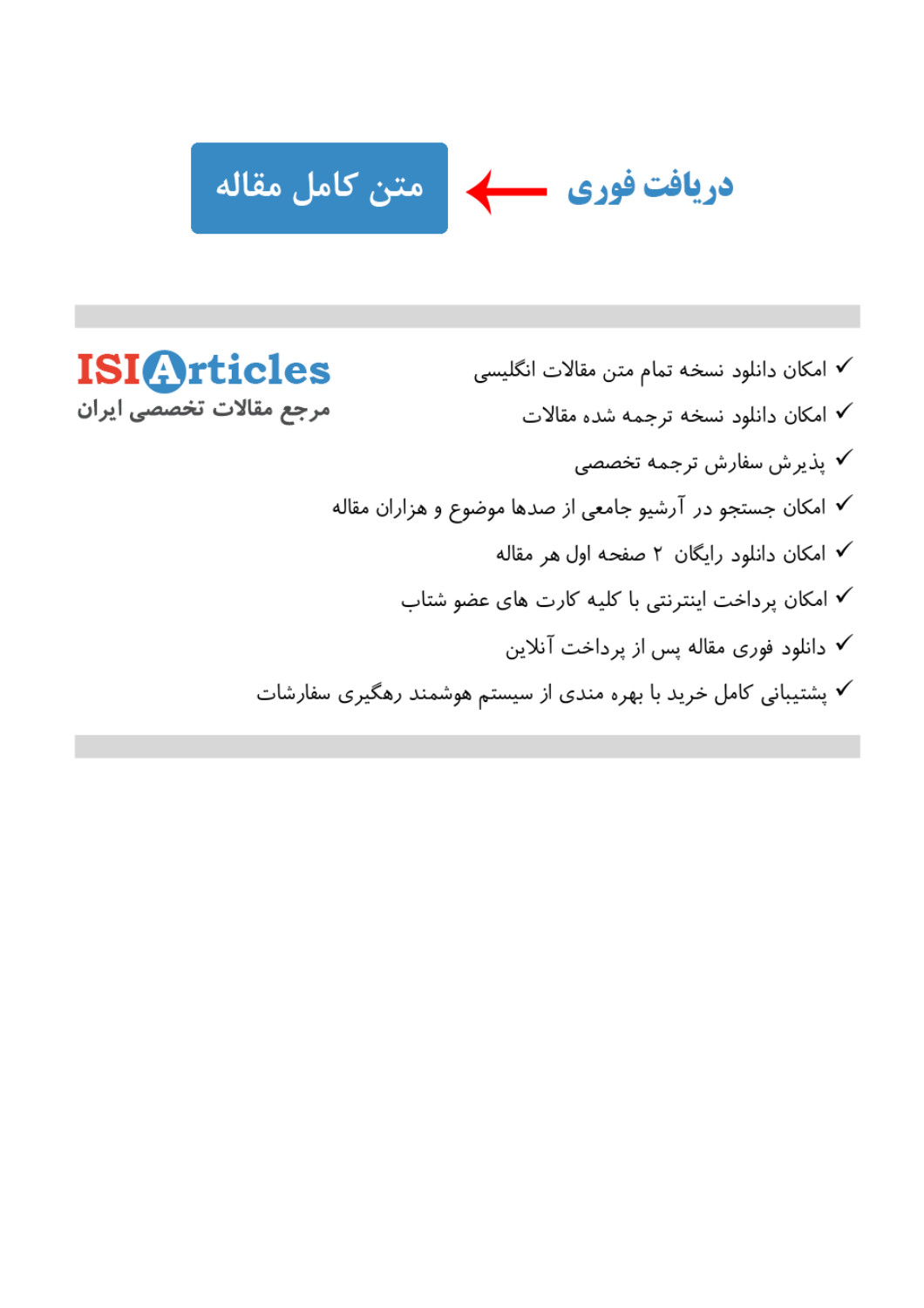دریافت فوری ← متن کامل مقاله

**ISIArticles**
مرجع مقالات تخصصی ایران

- ✓ امکان دانلود نسخه تمام متن مقالات انگلیسی
- ✓ امکان دانلود نسخه ترجمه شده مقالات
- ✓ پذیرش سفارش ترجمه تخصصی
- ✓ امکان جستجو در آرشیو جامعی از صدها موضوع و هزاران مقاله
- ✓ امکان دانلود رایگان ۲ صفحه اول هر مقاله
- ✓ امکان پرداخت اینترنتی با کلیه کارت های عضو شتاب
- ✓ دانلود فوری مقاله پس از پرداخت آنلاین
- ✓ پشتیبانی کامل خرید با بهره مندی از سیستم هوشمند رهگیری سفارشات